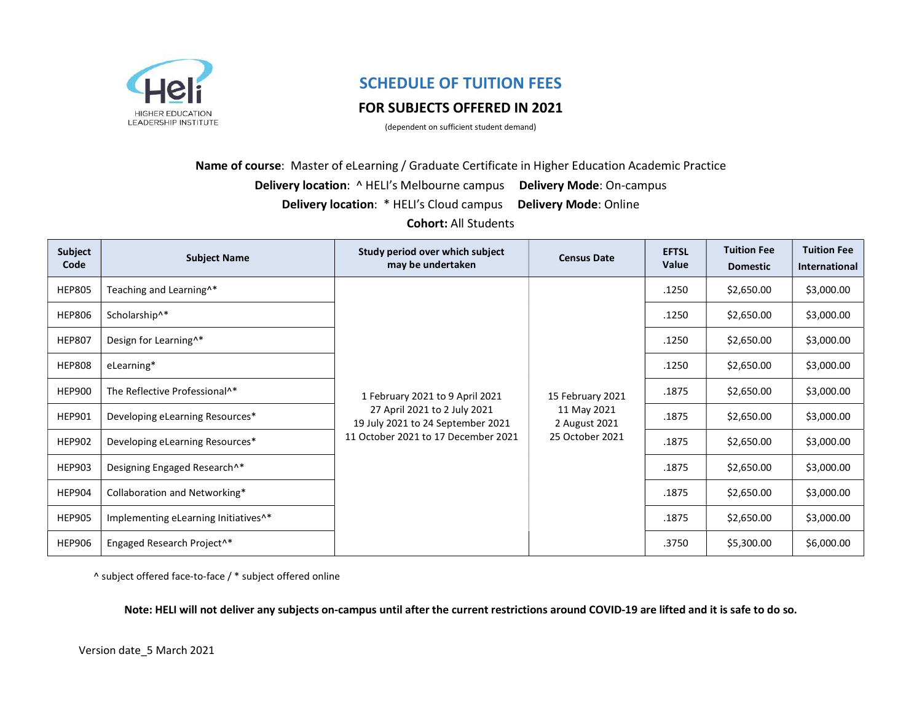HELI
HIGHER EDUCATION LEADERSHIP INSTITUTE

# SCHEDULE OF TUITION FEES

## FOR SUBJECTS OFFERED IN 2021

(dependent on sufficient student demand)

**Name of course**: Master of eLearning / Graduate Certificate in Higher Education Academic Practice

**Delivery location**: ^ HELI's Melbourne campus **Delivery Mode**: On-campus

**Delivery location**: * HELI's Cloud campus **Delivery Mode**: Online

**Cohort:** All Students

| Subject Code | Subject Name | Study period over which subject may be undertaken | Census Date | EFTSL Value | Tuition Fee Domestic | Tuition Fee International |
|---|---|---|---|---|---|---|
| HEP805 | Teaching and Learning^* | 1 February 2021 to 9 April 2021<br>27 April 2021 to 2 July 2021<br>19 July 2021 to 24 September 2021<br>11 October 2021 to 17 December 2021 | 15 February 2021<br>11 May 2021<br>2 August 2021<br>25 October 2021 | .1250 | $2,650.00 | $3,000.00 |
| HEP806 | Scholarship^* | | | .1250 | $2,650.00 | $3,000.00 |
| HEP807 | Design for Learning^* | | | .1250 | $2,650.00 | $3,000.00 |
| HEP808 | eLearning* | | | .1250 | $2,650.00 | $3,000.00 |
| HEP900 | The Reflective Professional^* | | | .1875 | $2,650.00 | $3,000.00 |
| HEP901 | Developing eLearning Resources* | | | .1875 | $2,650.00 | $3,000.00 |
| HEP902 | Developing eLearning Resources* | | | .1875 | $2,650.00 | $3,000.00 |
| HEP903 | Designing Engaged Research^* | | | .1875 | $2,650.00 | $3,000.00 |
| HEP904 | Collaboration and Networking* | | | .1875 | $2,650.00 | $3,000.00 |
| HEP905 | Implementing eLearning Initiatives^* | | | .1875 | $2,650.00 | $3,000.00 |
| HEP906 | Engaged Research Project^* | | | .3750 | $5,300.00 | $6,000.00 |

^ subject offered face-to-face / * subject offered online

**Note: HELI will not deliver any subjects on-campus until after the current restrictions around COVID-19 are lifted and it is safe to do so.**

Version date_5 March 2021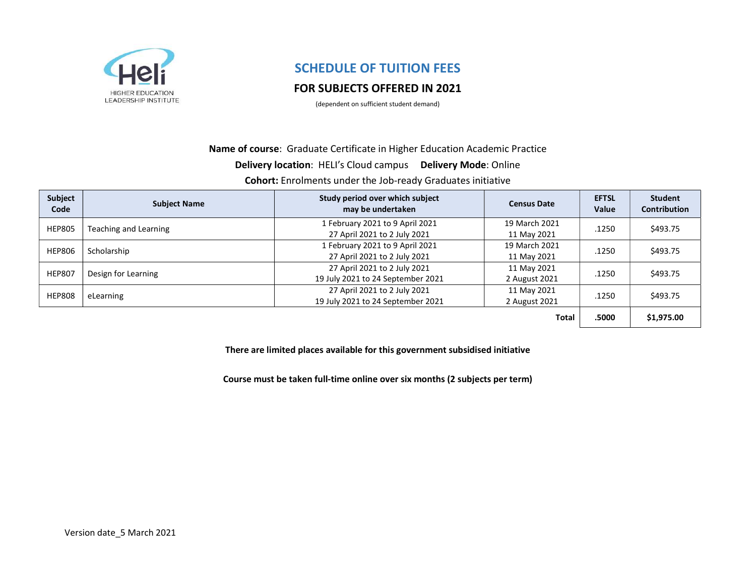HIGHER EDUCATION LEADERSHIP INSTITUTE

# SCHEDULE OF TUITION FEES

## FOR SUBJECTS OFFERED IN 2021

(dependent on sufficient student demand)

**Name of course**: Graduate Certificate in Higher Education Academic Practice

**Delivery location**: HELI's Cloud campus **Delivery Mode**: Online

**Cohort:** Enrolments under the Job-ready Graduates initiative

| Subject Code | Subject Name | Study period over which subject may be undertaken | Census Date | EFTSL Value | Student Contribution |
|---|---|---|---|---|---|
| HEP805 | Teaching and Learning | 1 February 2021 to 9 April 2021<br>27 April 2021 to 2 July 2021 | 19 March 2021<br>11 May 2021 | .1250 | $493.75 |
| HEP806 | Scholarship | 1 February 2021 to 9 April 2021<br>27 April 2021 to 2 July 2021 | 19 March 2021<br>11 May 2021 | .1250 | $493.75 |
| HEP807 | Design for Learning | 27 April 2021 to 2 July 2021<br>19 July 2021 to 24 September 2021 | 11 May 2021<br>2 August 2021 | .1250 | $493.75 |
| HEP808 | eLearning | 27 April 2021 to 2 July 2021<br>19 July 2021 to 24 September 2021 | 11 May 2021<br>2 August 2021 | .1250 | $493.75 |
| | | | **Total** | **.5000** | **$1,975.00** |

**There are limited places available for this government subsidised initiative**

**Course must be taken full-time online over six months (2 subjects per term)**

Version date_5 March 2021